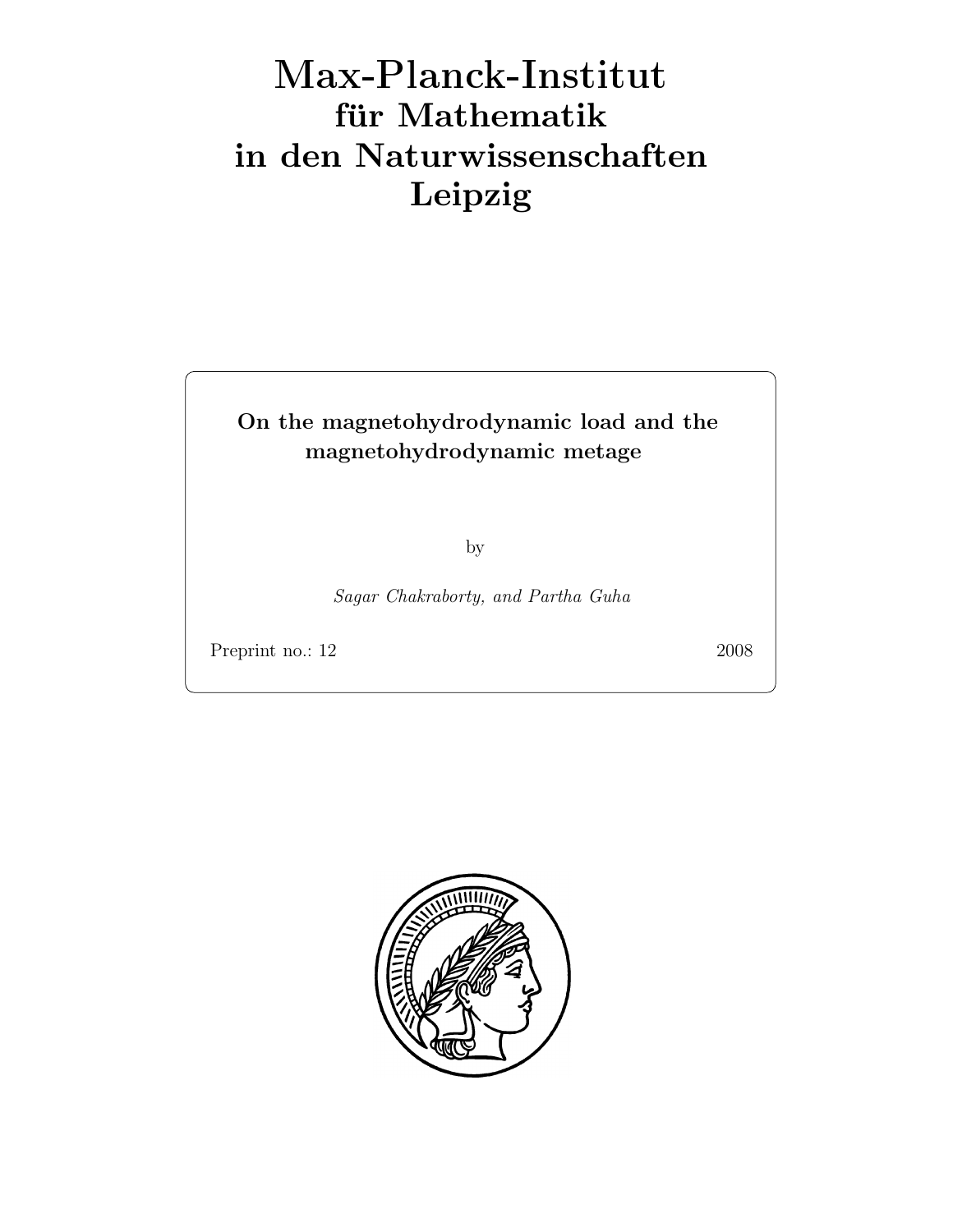# Max-Planck-Institut
## für Mathematik
## in den Naturwissenschaften
## Leipzig

**On the magnetohydrodynamic load and the magnetohydrodynamic metage**

by

*Sagar Chakraborty, and Partha Guha*

Preprint no.: 12 2008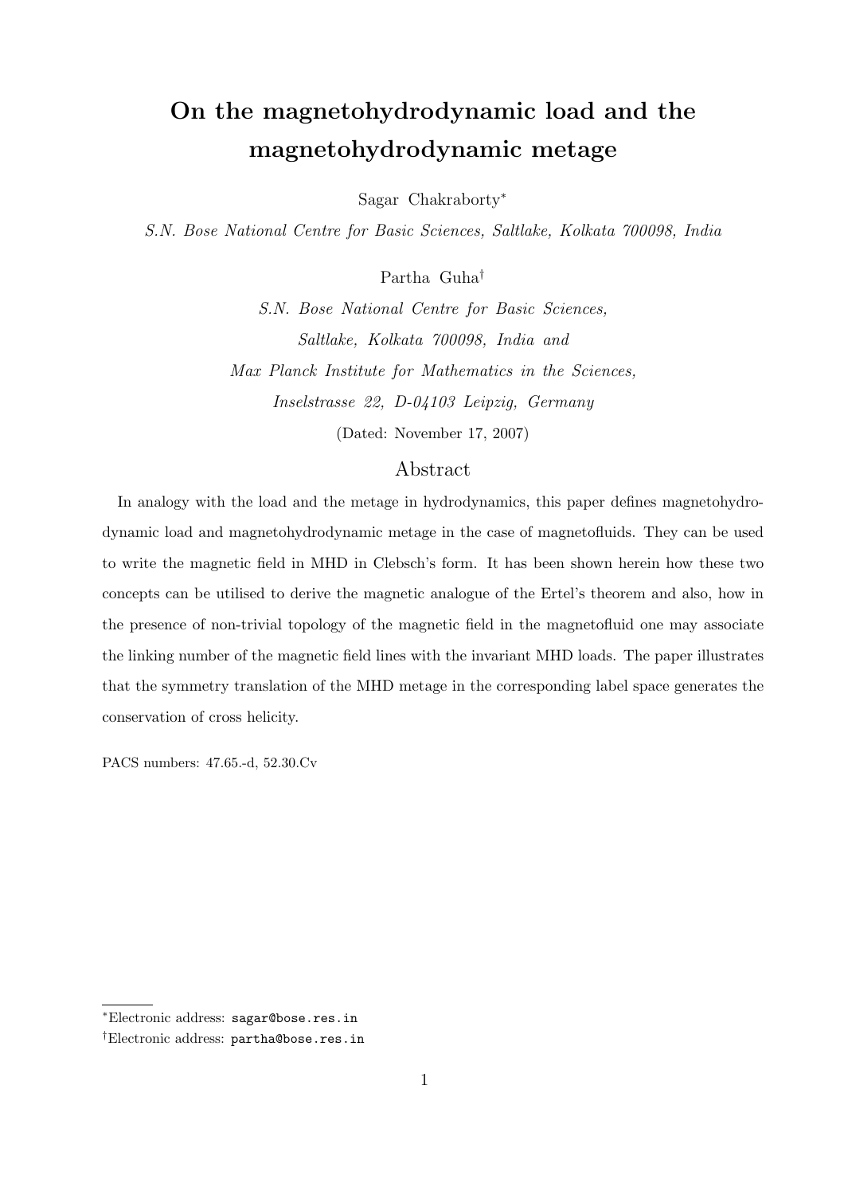# On the magnetohydrodynamic load and the magnetohydrodynamic metage

Sagar Chakraborty[*]

*S.N. Bose National Centre for Basic Sciences, Saltlake, Kolkata 700098, India*

Partha Guha[†]

*S.N. Bose National Centre for Basic Sciences,*
*Saltlake, Kolkata 700098, India and*
*Max Planck Institute for Mathematics in the Sciences,*
*Inselstrasse 22, D-04103 Leipzig, Germany*

(Dated: November 17, 2007)

## Abstract

In analogy with the load and the metage in hydrodynamics, this paper defines magnetohydrodynamic load and magnetohydrodynamic metage in the case of magnetofluids. They can be used to write the magnetic field in MHD in Clebsch's form. It has been shown herein how these two concepts can be utilised to derive the magnetic analogue of the Ertel's theorem and also, how in the presence of non-trivial topology of the magnetic field in the magnetofluid one may associate the linking number of the magnetic field lines with the invariant MHD loads. The paper illustrates that the symmetry translation of the MHD metage in the corresponding label space generates the conservation of cross helicity.

PACS numbers: 47.65.-d, 52.30.Cv

[*]Electronic address: sagar@bose.res.in

[†]Electronic address: partha@bose.res.in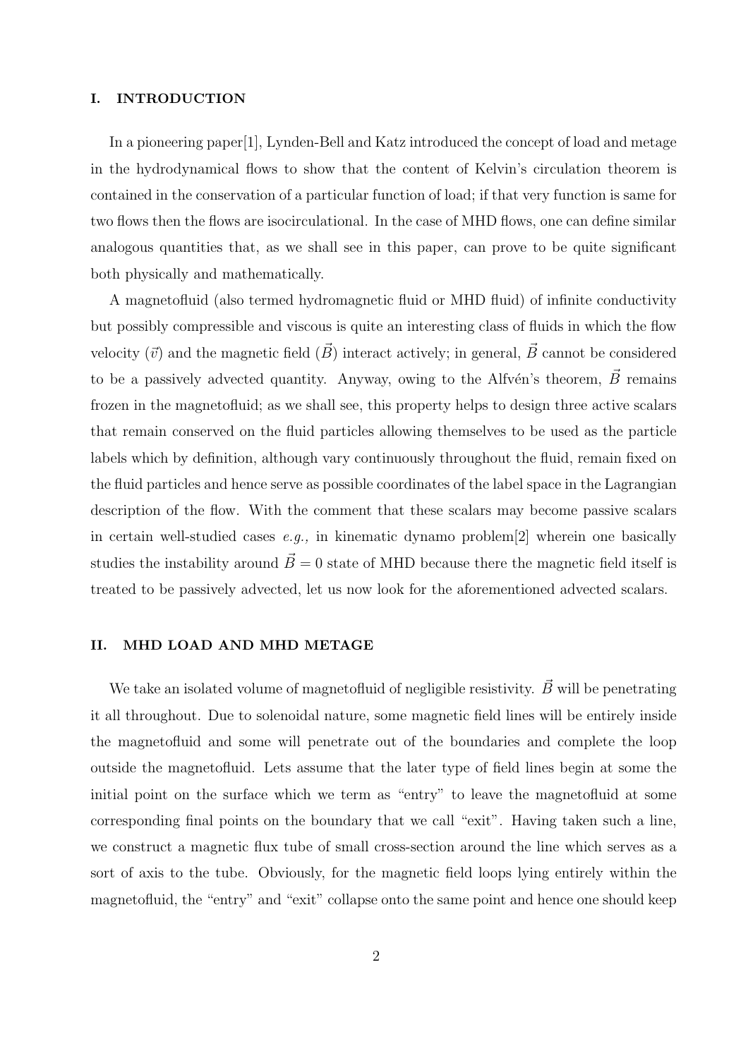## I. INTRODUCTION

In a pioneering paper[1], Lynden-Bell and Katz introduced the concept of load and metage in the hydrodynamical flows to show that the content of Kelvin's circulation theorem is contained in the conservation of a particular function of load; if that very function is same for two flows then the flows are isocirculational. In the case of MHD flows, one can define similar analogous quantities that, as we shall see in this paper, can prove to be quite significant both physically and mathematically.

A magnetofluid (also termed hydromagnetic fluid or MHD fluid) of infinite conductivity but possibly compressible and viscous is quite an interesting class of fluids in which the flow velocity ($\vec{v}$) and the magnetic field ($\vec{B}$) interact actively; in general, $\vec{B}$ cannot be considered to be a passively advected quantity. Anyway, owing to the Alfvén's theorem, $\vec{B}$ remains frozen in the magnetofluid; as we shall see, this property helps to design three active scalars that remain conserved on the fluid particles allowing themselves to be used as the particle labels which by definition, although vary continuously throughout the fluid, remain fixed on the fluid particles and hence serve as possible coordinates of the label space in the Lagrangian description of the flow. With the comment that these scalars may become passive scalars in certain well-studied cases *e.g.,* in kinematic dynamo problem[2] wherein one basically studies the instability around $\vec{B} = 0$ state of MHD because there the magnetic field itself is treated to be passively advected, let us now look for the aforementioned advected scalars.

## II. MHD LOAD AND MHD METAGE

We take an isolated volume of magnetofluid of negligible resistivity. $\vec{B}$ will be penetrating it all throughout. Due to solenoidal nature, some magnetic field lines will be entirely inside the magnetofluid and some will penetrate out of the boundaries and complete the loop outside the magnetofluid. Lets assume that the later type of field lines begin at some the initial point on the surface which we term as "entry" to leave the magnetofluid at some corresponding final points on the boundary that we call "exit". Having taken such a line, we construct a magnetic flux tube of small cross-section around the line which serves as a sort of axis to the tube. Obviously, for the magnetic field loops lying entirely within the magnetofluid, the "entry" and "exit" collapse onto the same point and hence one should keep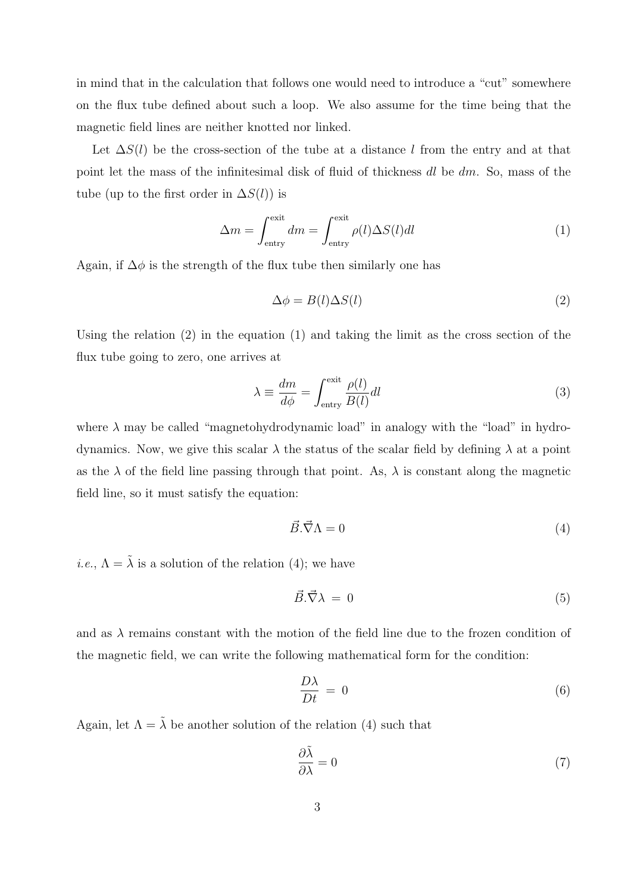in mind that in the calculation that follows one would need to introduce a "cut" somewhere on the flux tube defined about such a loop. We also assume for the time being that the magnetic field lines are neither knotted nor linked.

Let $\Delta S(l)$ be the cross-section of the tube at a distance $l$ from the entry and at that point let the mass of the infinitesimal disk of fluid of thickness $dl$ be $dm$. So, mass of the tube (up to the first order in $\Delta S(l)$) is

$$\Delta m = \int_{\text{entry}}^{\text{exit}} dm = \int_{\text{entry}}^{\text{exit}} \rho(l)\Delta S(l) dl \tag{1}$$

Again, if $\Delta\phi$ is the strength of the flux tube then similarly one has

$$\Delta\phi = B(l)\Delta S(l) \tag{2}$$

Using the relation (2) in the equation (1) and taking the limit as the cross section of the flux tube going to zero, one arrives at

$$\lambda \equiv \frac{dm}{d\phi} = \int_{\text{entry}}^{\text{exit}} \frac{\rho(l)}{B(l)} dl \tag{3}$$

where $\lambda$ may be called "magnetohydrodynamic load" in analogy with the "load" in hydrodynamics. Now, we give this scalar $\lambda$ the status of the scalar field by defining $\lambda$ at a point as the $\lambda$ of the field line passing through that point. As, $\lambda$ is constant along the magnetic field line, so it must satisfy the equation:

$$\vec{B}.\vec{\nabla}\Lambda = 0 \tag{4}$$

*i.e.*, $\Lambda = \tilde{\lambda}$ is a solution of the relation (4); we have

$$\vec{B}.\vec{\nabla}\lambda \ = \ 0 \tag{5}$$

and as $\lambda$ remains constant with the motion of the field line due to the frozen condition of the magnetic field, we can write the following mathematical form for the condition:

$$\frac{D\lambda}{Dt} \ = \ 0 \tag{6}$$

Again, let $\Lambda = \tilde{\lambda}$ be another solution of the relation (4) such that

$$\frac{\partial\tilde{\lambda}}{\partial\lambda} = 0 \tag{7}$$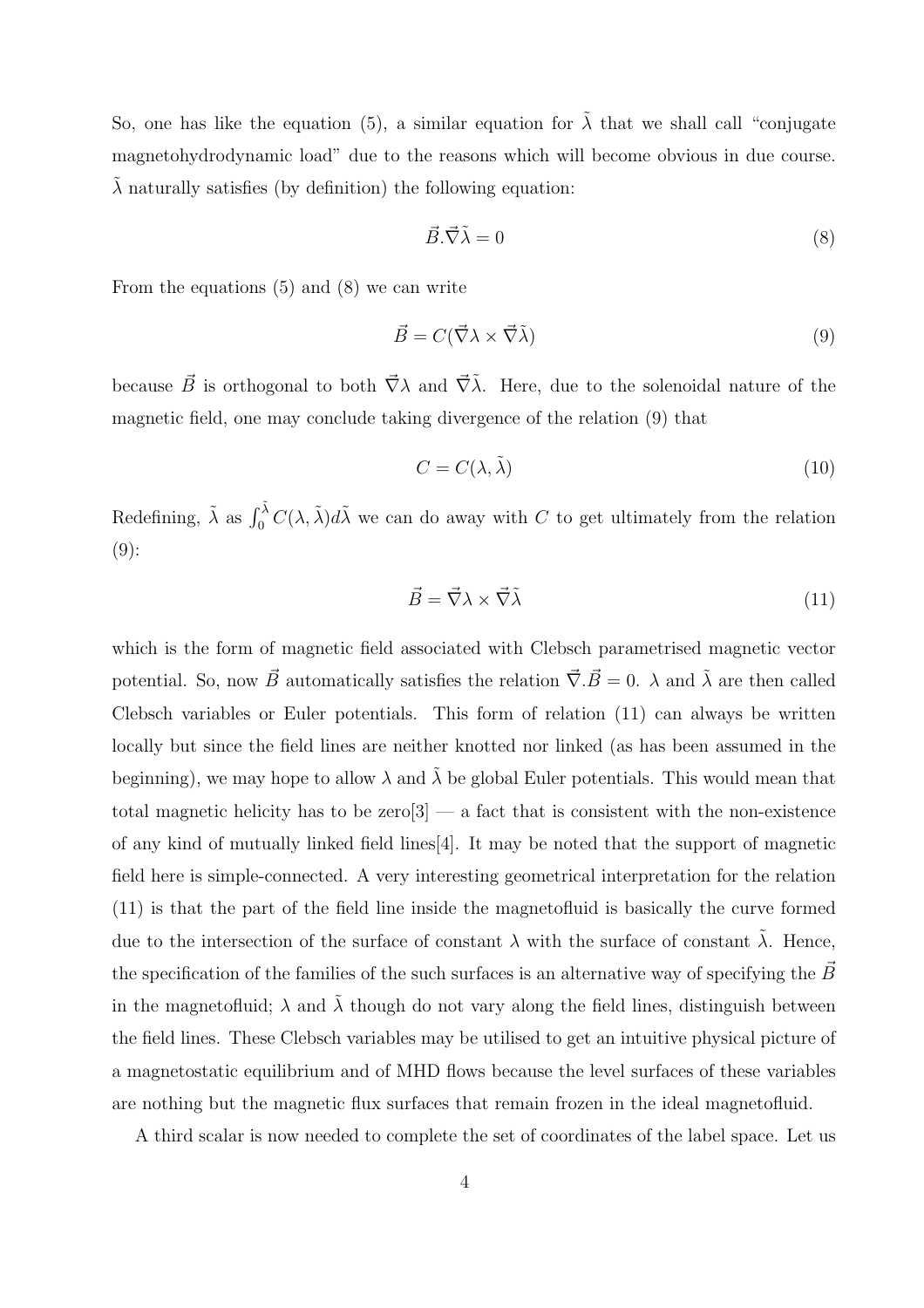So, one has like the equation (5), a similar equation for $\tilde{\lambda}$ that we shall call "conjugate magnetohydrodynamic load" due to the reasons which will become obvious in due course. $\tilde{\lambda}$ naturally satisfies (by definition) the following equation:

$$\vec{B}.\vec{\nabla}\tilde{\lambda} = 0 \tag{8}$$

From the equations (5) and (8) we can write

$$\vec{B} = C(\vec{\nabla}\lambda \times \vec{\nabla}\tilde{\lambda}) \tag{9}$$

because $\vec{B}$ is orthogonal to both $\vec{\nabla}\lambda$ and $\vec{\nabla}\tilde{\lambda}$. Here, due to the solenoidal nature of the magnetic field, one may conclude taking divergence of the relation (9) that

$$C = C(\lambda, \tilde{\lambda}) \tag{10}$$

Redefining, $\tilde{\lambda}$ as $\int_0^{\tilde{\lambda}} C(\lambda, \tilde{\lambda})d\tilde{\lambda}$ we can do away with $C$ to get ultimately from the relation (9):

$$\vec{B} = \vec{\nabla}\lambda \times \vec{\nabla}\tilde{\lambda} \tag{11}$$

which is the form of magnetic field associated with Clebsch parametrised magnetic vector potential. So, now $\vec{B}$ automatically satisfies the relation $\vec{\nabla}.\vec{B} = 0$. $\lambda$ and $\tilde{\lambda}$ are then called Clebsch variables or Euler potentials. This form of relation (11) can always be written locally but since the field lines are neither knotted nor linked (as has been assumed in the beginning), we may hope to allow $\lambda$ and $\tilde{\lambda}$ be global Euler potentials. This would mean that total magnetic helicity has to be zero[3] — a fact that is consistent with the non-existence of any kind of mutually linked field lines[4]. It may be noted that the support of magnetic field here is simple-connected. A very interesting geometrical interpretation for the relation (11) is that the part of the field line inside the magnetofluid is basically the curve formed due to the intersection of the surface of constant $\lambda$ with the surface of constant $\tilde{\lambda}$. Hence, the specification of the families of the such surfaces is an alternative way of specifying the $\vec{B}$ in the magnetofluid; $\lambda$ and $\tilde{\lambda}$ though do not vary along the field lines, distinguish between the field lines. These Clebsch variables may be utilised to get an intuitive physical picture of a magnetostatic equilibrium and of MHD flows because the level surfaces of these variables are nothing but the magnetic flux surfaces that remain frozen in the ideal magnetofluid.

A third scalar is now needed to complete the set of coordinates of the label space. Let us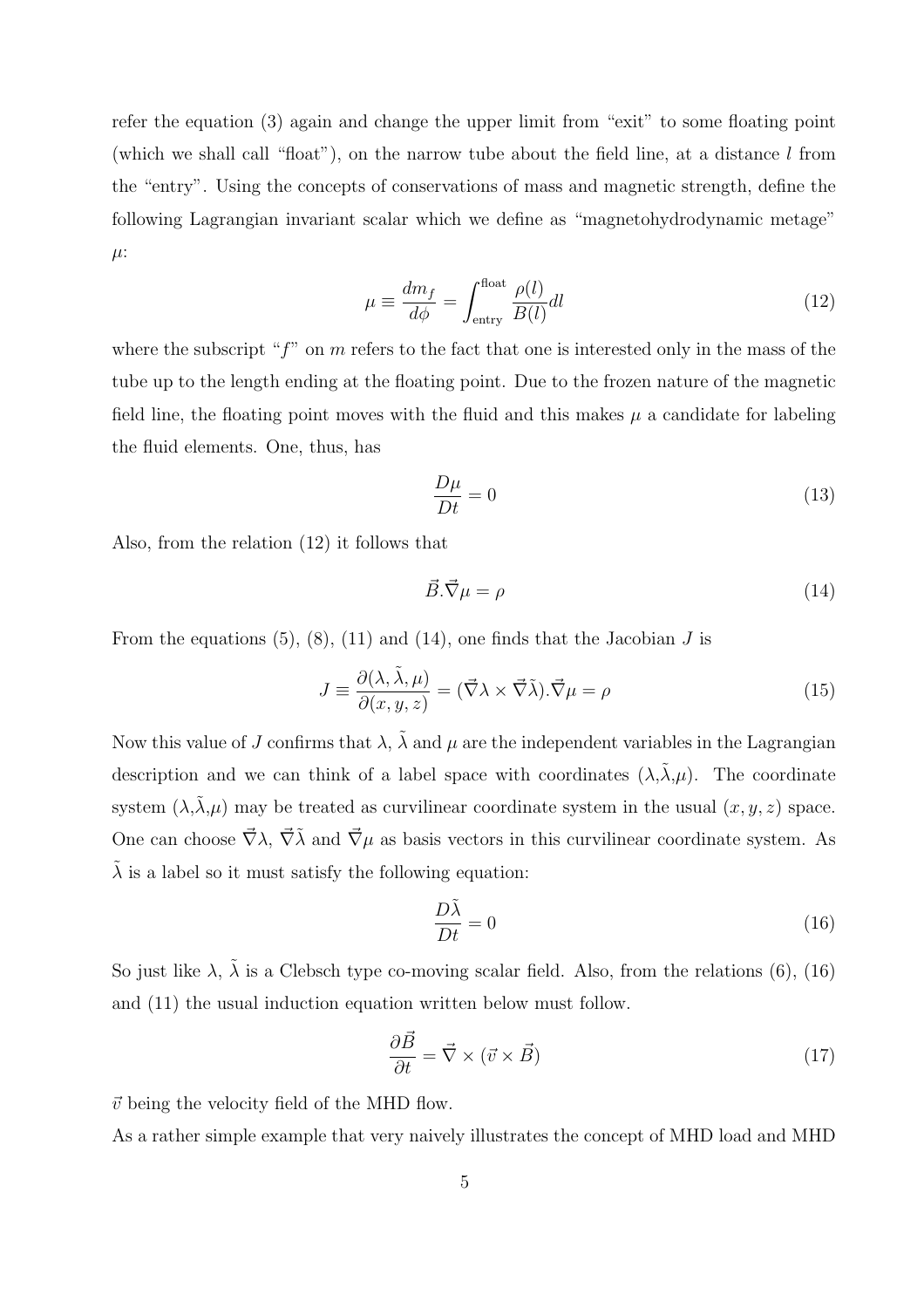refer the equation (3) again and change the upper limit from "exit" to some floating point (which we shall call "float"), on the narrow tube about the field line, at a distance $l$ from the "entry". Using the concepts of conservations of mass and magnetic strength, define the following Lagrangian invariant scalar which we define as "magnetohydrodynamic metage" $\mu$:

$$\mu \equiv \frac{dm_f}{d\phi} = \int_{\text{entry}}^{\text{float}} \frac{\rho(l)}{B(l)} dl \tag{12}$$

where the subscript "$f$" on $m$ refers to the fact that one is interested only in the mass of the tube up to the length ending at the floating point. Due to the frozen nature of the magnetic field line, the floating point moves with the fluid and this makes $\mu$ a candidate for labeling the fluid elements. One, thus, has

$$\frac{D\mu}{Dt} = 0 \tag{13}$$

Also, from the relation (12) it follows that

$$\vec{B}.\vec{\nabla}\mu = \rho \tag{14}$$

From the equations (5), (8), (11) and (14), one finds that the Jacobian $J$ is

$$J \equiv \frac{\partial(\lambda, \tilde{\lambda}, \mu)}{\partial(x, y, z)} = (\vec{\nabla}\lambda \times \vec{\nabla}\tilde{\lambda}).\vec{\nabla}\mu = \rho \tag{15}$$

Now this value of $J$ confirms that $\lambda$, $\tilde{\lambda}$ and $\mu$ are the independent variables in the Lagrangian description and we can think of a label space with coordinates ($\lambda$,$\tilde{\lambda}$,$\mu$). The coordinate system ($\lambda$,$\tilde{\lambda}$,$\mu$) may be treated as curvilinear coordinate system in the usual $(x, y, z)$ space. One can choose $\vec{\nabla}\lambda$, $\vec{\nabla}\tilde{\lambda}$ and $\vec{\nabla}\mu$ as basis vectors in this curvilinear coordinate system. As $\tilde{\lambda}$ is a label so it must satisfy the following equation:

$$\frac{D\tilde{\lambda}}{Dt} = 0 \tag{16}$$

So just like $\lambda$, $\tilde{\lambda}$ is a Clebsch type co-moving scalar field. Also, from the relations (6), (16) and (11) the usual induction equation written below must follow.

$$\frac{\partial \vec{B}}{\partial t} = \vec{\nabla} \times (\vec{v} \times \vec{B}) \tag{17}$$

$\vec{v}$ being the velocity field of the MHD flow.

As a rather simple example that very naively illustrates the concept of MHD load and MHD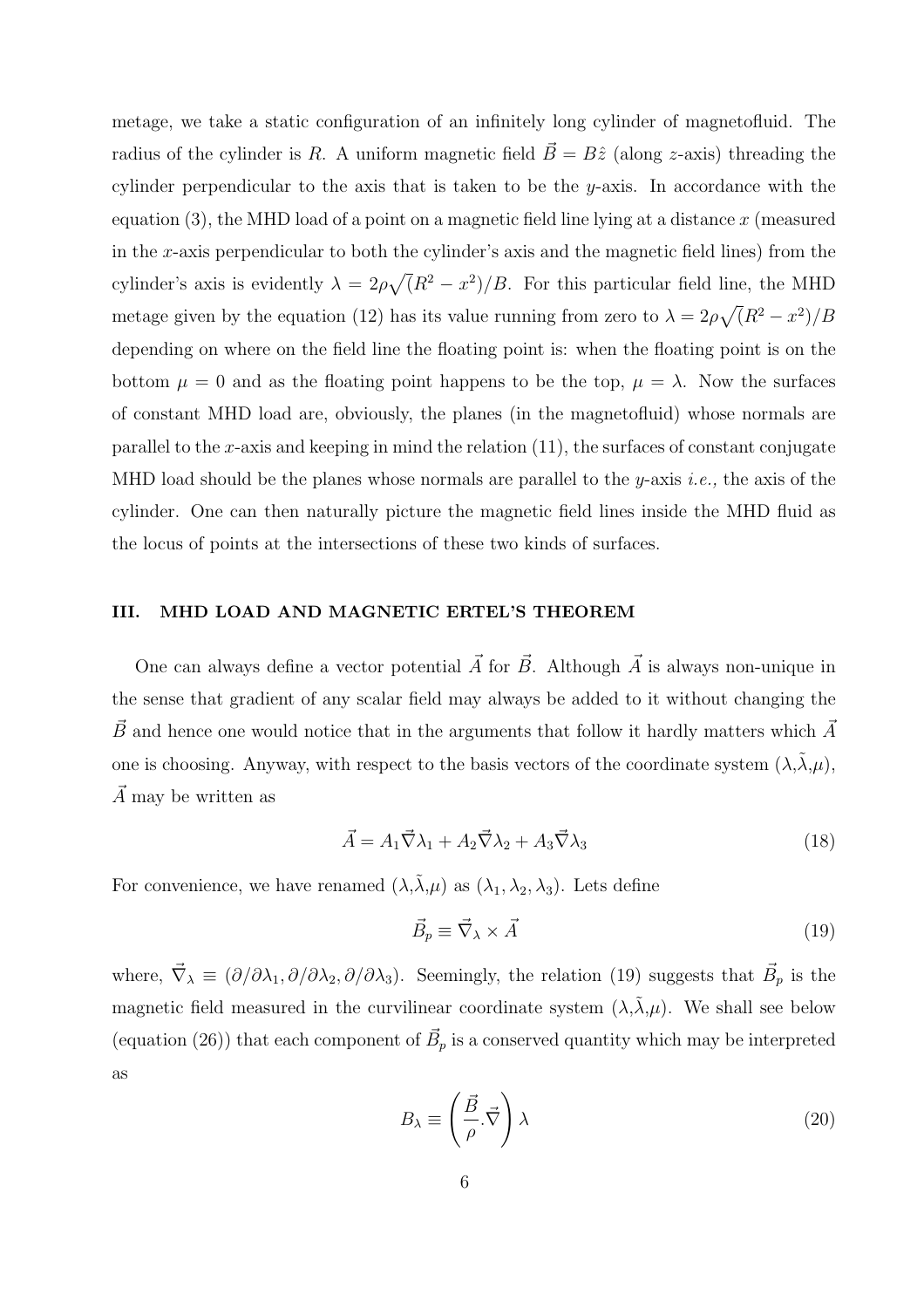metage, we take a static configuration of an infinitely long cylinder of magnetofluid. The radius of the cylinder is $R$. A uniform magnetic field $\vec{B} = B\hat{z}$ (along $z$-axis) threading the cylinder perpendicular to the axis that is taken to be the $y$-axis. In accordance with the equation (3), the MHD load of a point on a magnetic field line lying at a distance $x$ (measured in the $x$-axis perpendicular to both the cylinder's axis and the magnetic field lines) from the cylinder's axis is evidently $\lambda = 2\rho\sqrt{(R^2 - x^2)}/B$. For this particular field line, the MHD metage given by the equation (12) has its value running from zero to $\lambda = 2\rho\sqrt{(R^2 - x^2)}/B$ depending on where on the field line the floating point is: when the floating point is on the bottom $\mu = 0$ and as the floating point happens to be the top, $\mu = \lambda$. Now the surfaces of constant MHD load are, obviously, the planes (in the magnetofluid) whose normals are parallel to the $x$-axis and keeping in mind the relation (11), the surfaces of constant conjugate MHD load should be the planes whose normals are parallel to the $y$-axis *i.e.,* the axis of the cylinder. One can then naturally picture the magnetic field lines inside the MHD fluid as the locus of points at the intersections of these two kinds of surfaces.

## III. MHD LOAD AND MAGNETIC ERTEL'S THEOREM

One can always define a vector potential $\vec{A}$ for $\vec{B}$. Although $\vec{A}$ is always non-unique in the sense that gradient of any scalar field may always be added to it without changing the $\vec{B}$ and hence one would notice that in the arguments that follow it hardly matters which $\vec{A}$ one is choosing. Anyway, with respect to the basis vectors of the coordinate system ($\lambda$,$\tilde{\lambda}$,$\mu$), $\vec{A}$ may be written as

$$\vec{A} = A_1\vec{\nabla}\lambda_1 + A_2\vec{\nabla}\lambda_2 + A_3\vec{\nabla}\lambda_3 \tag{18}$$

For convenience, we have renamed ($\lambda$,$\tilde{\lambda}$,$\mu$) as ($\lambda_1, \lambda_2, \lambda_3$). Lets define

$$\vec{B}_p \equiv \vec{\nabla}_\lambda \times \vec{A} \tag{19}$$

where, $\vec{\nabla}_\lambda \equiv (\partial/\partial\lambda_1, \partial/\partial\lambda_2, \partial/\partial\lambda_3)$. Seemingly, the relation (19) suggests that $\vec{B}_p$ is the magnetic field measured in the curvilinear coordinate system ($\lambda$,$\tilde{\lambda}$,$\mu$). We shall see below (equation (26)) that each component of $\vec{B}_p$ is a conserved quantity which may be interpreted as

$$B_\lambda \equiv \left(\frac{\vec{B}}{\rho}.\vec{\nabla}\right)\lambda \tag{20}$$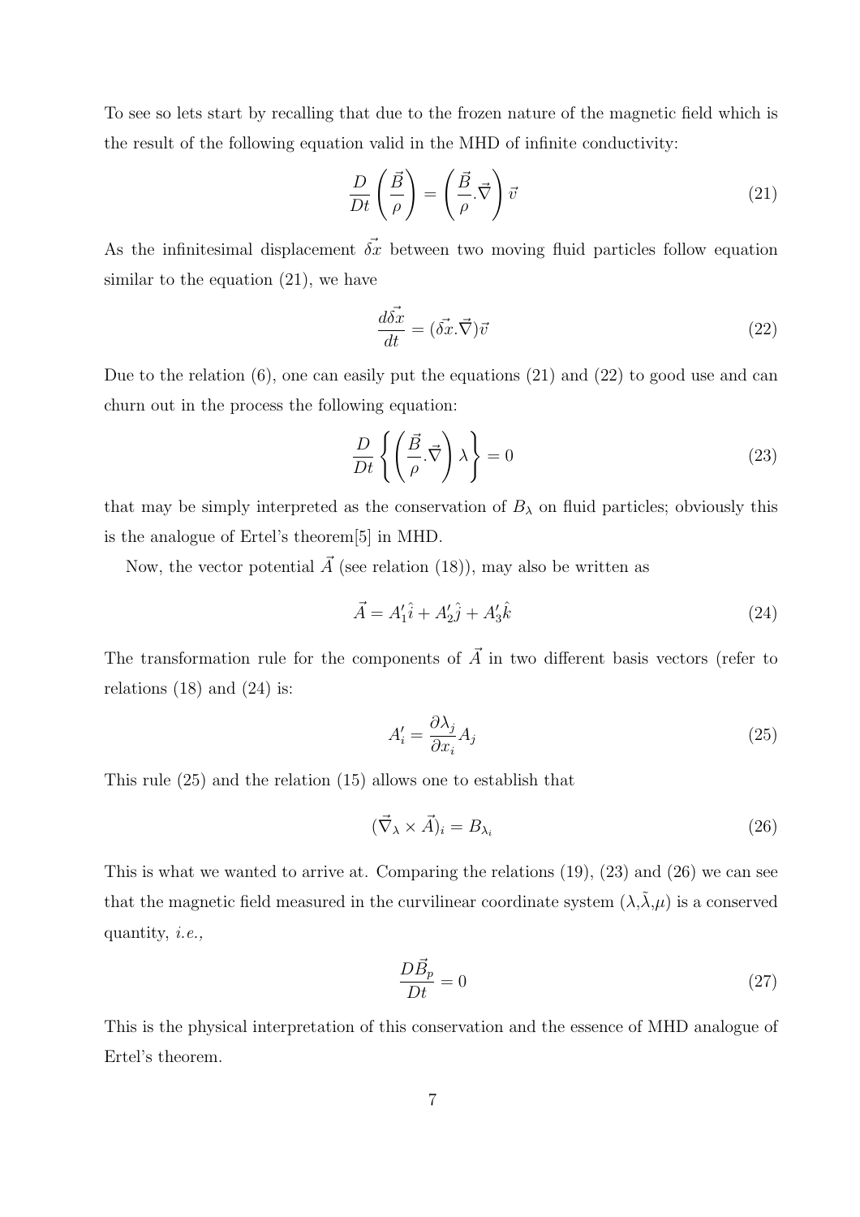To see so lets start by recalling that due to the frozen nature of the magnetic field which is the result of the following equation valid in the MHD of infinite conductivity:

$$\frac{D}{Dt}\left(\frac{\vec{B}}{\rho}\right) = \left(\frac{\vec{B}}{\rho}.\vec{\nabla}\right)\vec{v} \tag{21}$$

As the infinitesimal displacement $\vec{\delta x}$ between two moving fluid particles follow equation similar to the equation (21), we have

$$\frac{d\vec{\delta x}}{dt} = (\vec{\delta x}.\vec{\nabla})\vec{v} \tag{22}$$

Due to the relation (6), one can easily put the equations (21) and (22) to good use and can churn out in the process the following equation:

$$\frac{D}{Dt}\left\{\left(\frac{\vec{B}}{\rho}.\vec{\nabla}\right)\lambda\right\} = 0 \tag{23}$$

that may be simply interpreted as the conservation of $B_\lambda$ on fluid particles; obviously this is the analogue of Ertel's theorem[5] in MHD.

Now, the vector potential $\vec{A}$ (see relation (18)), may also be written as

$$\vec{A} = A_1'\hat{i} + A_2'\hat{j} + A_3'\hat{k} \tag{24}$$

The transformation rule for the components of $\vec{A}$ in two different basis vectors (refer to relations (18) and (24) is:

$$A_i' = \frac{\partial \lambda_j}{\partial x_i}A_j \tag{25}$$

This rule (25) and the relation (15) allows one to establish that

$$(\vec{\nabla}_\lambda \times \vec{A})_i = B_{\lambda_i} \tag{26}$$

This is what we wanted to arrive at. Comparing the relations (19), (23) and (26) we can see that the magnetic field measured in the curvilinear coordinate system ($\lambda$,$\tilde{\lambda}$,$\mu$) is a conserved quantity, *i.e.,*

$$\frac{D\vec{B}_p}{Dt} = 0 \tag{27}$$

This is the physical interpretation of this conservation and the essence of MHD analogue of Ertel's theorem.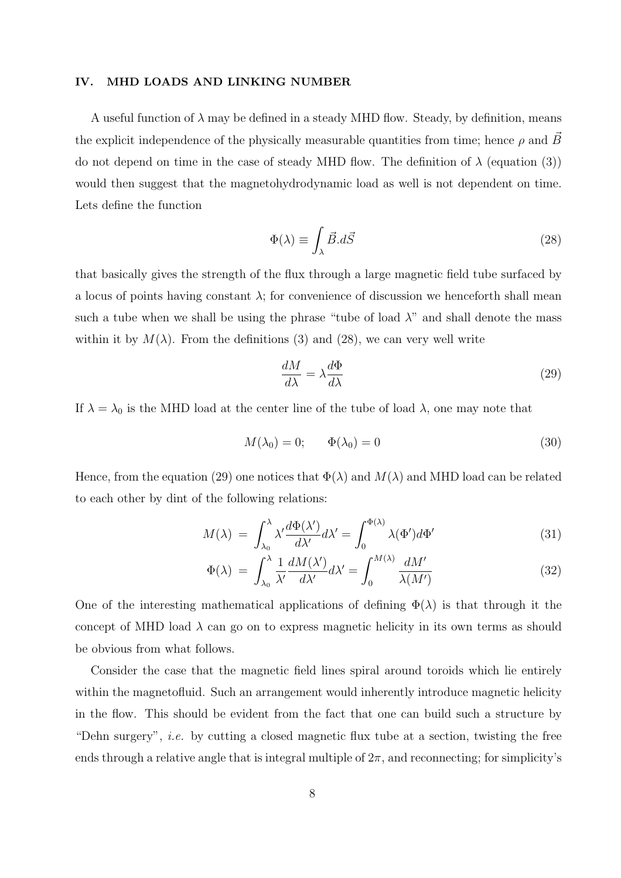## IV. MHD LOADS AND LINKING NUMBER

A useful function of $\lambda$ may be defined in a steady MHD flow. Steady, by definition, means the explicit independence of the physically measurable quantities from time; hence $\rho$ and $\vec{B}$ do not depend on time in the case of steady MHD flow. The definition of $\lambda$ (equation (3)) would then suggest that the magnetohydrodynamic load as well is not dependent on time. Lets define the function

$$\Phi(\lambda) \equiv \int_{\lambda} \vec{B}.d\vec{S} \tag{28}$$

that basically gives the strength of the flux through a large magnetic field tube surfaced by a locus of points having constant $\lambda$; for convenience of discussion we henceforth shall mean such a tube when we shall be using the phrase "tube of load $\lambda$" and shall denote the mass within it by $M(\lambda)$. From the definitions (3) and (28), we can very well write

$$\frac{dM}{d\lambda} = \lambda \frac{d\Phi}{d\lambda} \tag{29}$$

If $\lambda = \lambda_0$ is the MHD load at the center line of the tube of load $\lambda$, one may note that

$$M(\lambda_0) = 0; \qquad \Phi(\lambda_0) = 0 \tag{30}$$

Hence, from the equation (29) one notices that $\Phi(\lambda)$ and $M(\lambda)$ and MHD load can be related to each other by dint of the following relations:

$$M(\lambda) = \int_{\lambda_0}^{\lambda} \lambda' \frac{d\Phi(\lambda')}{d\lambda'} d\lambda' = \int_0^{\Phi(\lambda)} \lambda(\Phi') d\Phi' \tag{31}$$

$$\Phi(\lambda) = \int_{\lambda_0}^{\lambda} \frac{1}{\lambda'} \frac{dM(\lambda')}{d\lambda'} d\lambda' = \int_0^{M(\lambda)} \frac{dM'}{\lambda(M')} \tag{32}$$

One of the interesting mathematical applications of defining $\Phi(\lambda)$ is that through it the concept of MHD load $\lambda$ can go on to express magnetic helicity in its own terms as should be obvious from what follows.

Consider the case that the magnetic field lines spiral around toroids which lie entirely within the magnetofluid. Such an arrangement would inherently introduce magnetic helicity in the flow. This should be evident from the fact that one can build such a structure by "Dehn surgery", *i.e.* by cutting a closed magnetic flux tube at a section, twisting the free ends through a relative angle that is integral multiple of $2\pi$, and reconnecting; for simplicity's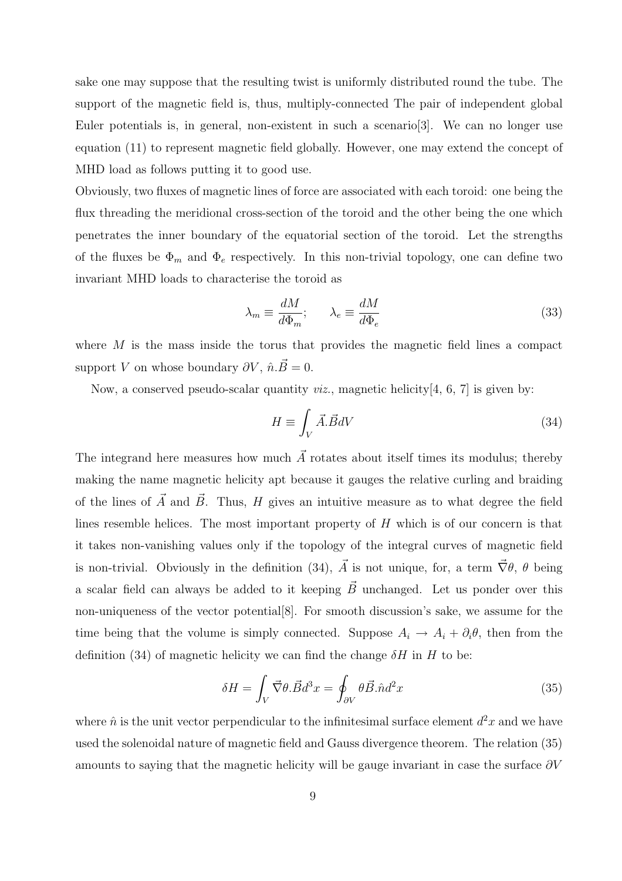sake one may suppose that the resulting twist is uniformly distributed round the tube. The support of the magnetic field is, thus, multiply-connected The pair of independent global Euler potentials is, in general, non-existent in such a scenario[3]. We can no longer use equation (11) to represent magnetic field globally. However, one may extend the concept of MHD load as follows putting it to good use.

Obviously, two fluxes of magnetic lines of force are associated with each toroid: one being the flux threading the meridional cross-section of the toroid and the other being the one which penetrates the inner boundary of the equatorial section of the toroid. Let the strengths of the fluxes be $\Phi_m$ and $\Phi_e$ respectively. In this non-trivial topology, one can define two invariant MHD loads to characterise the toroid as

$$\lambda_m \equiv \frac{dM}{d\Phi_m}; \qquad \lambda_e \equiv \frac{dM}{d\Phi_e} \tag{33}$$

where $M$ is the mass inside the torus that provides the magnetic field lines a compact support $V$ on whose boundary $\partial V$, $\hat{n}.\vec{B} = 0$.

Now, a conserved pseudo-scalar quantity *viz.*, magnetic helicity[4, 6, 7] is given by:

$$H \equiv \int_V \vec{A}.\vec{B} dV \tag{34}$$

The integrand here measures how much $\vec{A}$ rotates about itself times its modulus; thereby making the name magnetic helicity apt because it gauges the relative curling and braiding of the lines of $\vec{A}$ and $\vec{B}$. Thus, $H$ gives an intuitive measure as to what degree the field lines resemble helices. The most important property of $H$ which is of our concern is that it takes non-vanishing values only if the topology of the integral curves of magnetic field is non-trivial. Obviously in the definition (34), $\vec{A}$ is not unique, for, a term $\vec{\nabla}\theta$, $\theta$ being a scalar field can always be added to it keeping $\vec{B}$ unchanged. Let us ponder over this non-uniqueness of the vector potential[8]. For smooth discussion's sake, we assume for the time being that the volume is simply connected. Suppose $A_i \rightarrow A_i + \partial_i\theta$, then from the definition (34) of magnetic helicity we can find the change $\delta H$ in $H$ to be:

$$\delta H = \int_V \vec{\nabla}\theta.\vec{B} d^3x = \oint_{\partial V} \theta \vec{B}.\hat{n} d^2x \tag{35}$$

where $\hat{n}$ is the unit vector perpendicular to the infinitesimal surface element $d^2x$ and we have used the solenoidal nature of magnetic field and Gauss divergence theorem. The relation (35) amounts to saying that the magnetic helicity will be gauge invariant in case the surface $\partial V$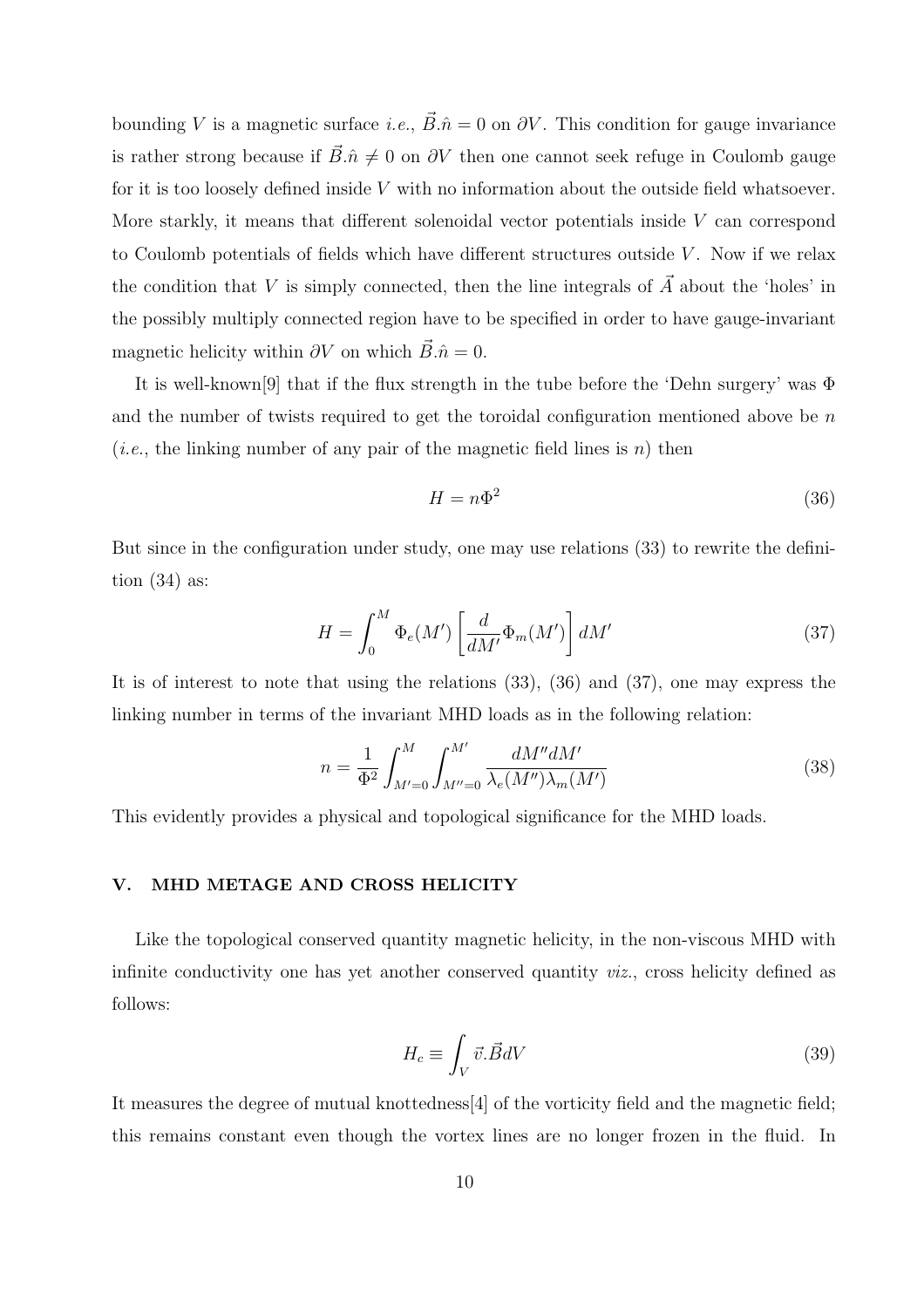bounding $V$ is a magnetic surface *i.e.*, $\vec{B}.\hat{n} = 0$ on $\partial V$. This condition for gauge invariance is rather strong because if $\vec{B}.\hat{n} \neq 0$ on $\partial V$ then one cannot seek refuge in Coulomb gauge for it is too loosely defined inside $V$ with no information about the outside field whatsoever. More starkly, it means that different solenoidal vector potentials inside $V$ can correspond to Coulomb potentials of fields which have different structures outside $V$. Now if we relax the condition that $V$ is simply connected, then the line integrals of $\vec{A}$ about the 'holes' in the possibly multiply connected region have to be specified in order to have gauge-invariant magnetic helicity within $\partial V$ on which $\vec{B}.\hat{n} = 0$.

It is well-known[9] that if the flux strength in the tube before the 'Dehn surgery' was $\Phi$ and the number of twists required to get the toroidal configuration mentioned above be $n$ (*i.e.*, the linking number of any pair of the magnetic field lines is $n$) then

$$H = n\Phi^2 \tag{36}$$

But since in the configuration under study, one may use relations (33) to rewrite the definition (34) as:

$$H = \int_0^M \Phi_e(M') \left[ \frac{d}{dM'} \Phi_m(M') \right] dM' \tag{37}$$

It is of interest to note that using the relations (33), (36) and (37), one may express the linking number in terms of the invariant MHD loads as in the following relation:

$$n = \frac{1}{\Phi^2} \int_{M'=0}^{M} \int_{M''=0}^{M'} \frac{dM'' dM'}{\lambda_e(M'')\lambda_m(M')} \tag{38}$$

This evidently provides a physical and topological significance for the MHD loads.

## V. MHD METAGE AND CROSS HELICITY

Like the topological conserved quantity magnetic helicity, in the non-viscous MHD with infinite conductivity one has yet another conserved quantity *viz.*, cross helicity defined as follows:

$$H_c \equiv \int_V \vec{v}.\vec{B} dV \tag{39}$$

It measures the degree of mutual knottedness[4] of the vorticity field and the magnetic field; this remains constant even though the vortex lines are no longer frozen in the fluid. In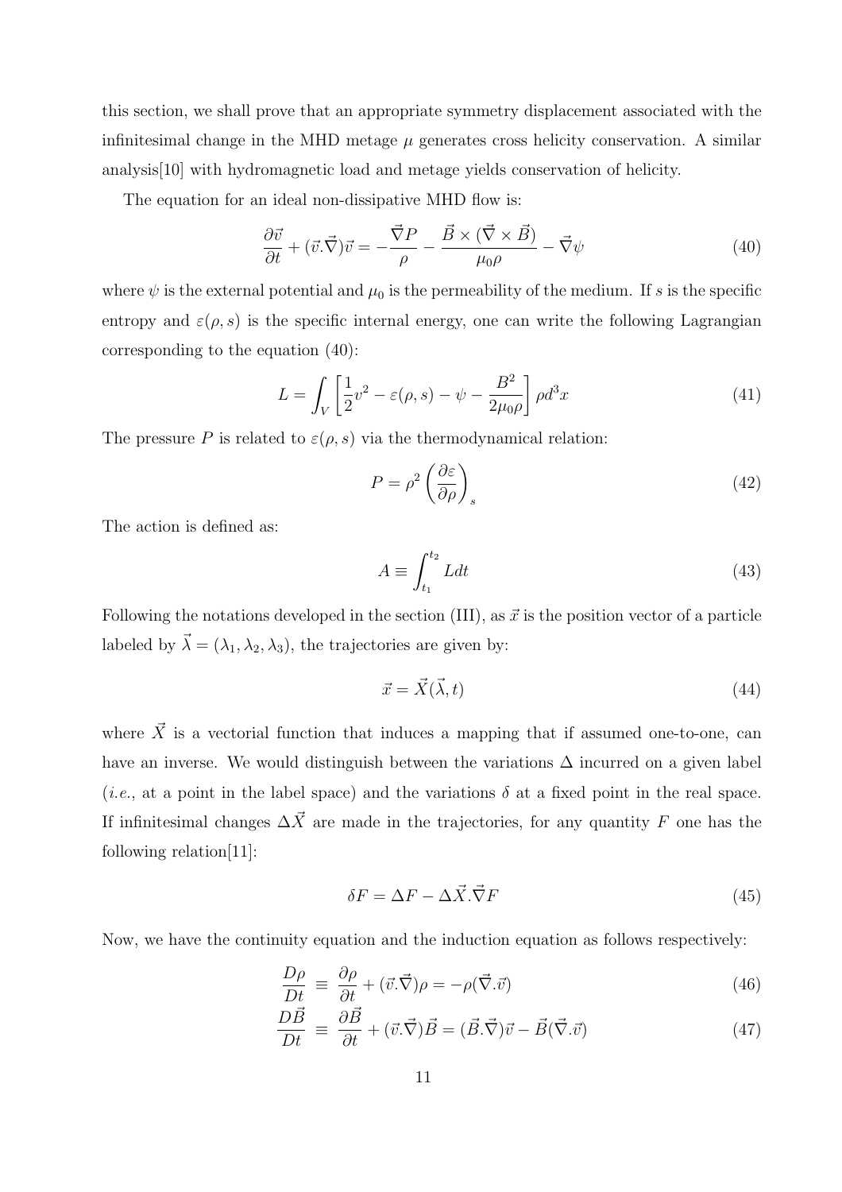this section, we shall prove that an appropriate symmetry displacement associated with the infinitesimal change in the MHD metage $\mu$ generates cross helicity conservation. A similar analysis[10] with hydromagnetic load and metage yields conservation of helicity.

The equation for an ideal non-dissipative MHD flow is:

$$\frac{\partial \vec{v}}{\partial t} + (\vec{v}.\vec{\nabla})\vec{v} = -\frac{\vec{\nabla} P}{\rho} - \frac{\vec{B} \times (\vec{\nabla} \times \vec{B})}{\mu_0 \rho} - \vec{\nabla}\psi \tag{40}$$

where $\psi$ is the external potential and $\mu_0$ is the permeability of the medium. If $s$ is the specific entropy and $\varepsilon(\rho, s)$ is the specific internal energy, one can write the following Lagrangian corresponding to the equation (40):

$$L = \int_V \left[\frac{1}{2}v^2 - \varepsilon(\rho, s) - \psi - \frac{B^2}{2\mu_0 \rho}\right] \rho d^3x \tag{41}$$

The pressure $P$ is related to $\varepsilon(\rho, s)$ via the thermodynamical relation:

$$P = \rho^2 \left(\frac{\partial \varepsilon}{\partial \rho}\right)_s \tag{42}$$

The action is defined as:

$$A \equiv \int_{t_1}^{t_2} L dt \tag{43}$$

Following the notations developed in the section (III), as $\vec{x}$ is the position vector of a particle labeled by $\vec{\lambda} = (\lambda_1, \lambda_2, \lambda_3)$, the trajectories are given by:

$$\vec{x} = \vec{X}(\vec{\lambda}, t) \tag{44}$$

where $\vec{X}$ is a vectorial function that induces a mapping that if assumed one-to-one, can have an inverse. We would distinguish between the variations $\Delta$ incurred on a given label (*i.e.*, at a point in the label space) and the variations $\delta$ at a fixed point in the real space. If infinitesimal changes $\Delta\vec{X}$ are made in the trajectories, for any quantity $F$ one has the following relation[11]:

$$\delta F = \Delta F - \Delta\vec{X}.\vec{\nabla}F \tag{45}$$

Now, we have the continuity equation and the induction equation as follows respectively:

$$\frac{D\rho}{Dt} \equiv \frac{\partial \rho}{\partial t} + (\vec{v}.\vec{\nabla})\rho = -\rho(\vec{\nabla}.\vec{v}) \tag{46}$$

$$\frac{D\vec{B}}{Dt} \equiv \frac{\partial \vec{B}}{\partial t} + (\vec{v}.\vec{\nabla})\vec{B} = (\vec{B}.\vec{\nabla})\vec{v} - \vec{B}(\vec{\nabla}.\vec{v}) \tag{47}$$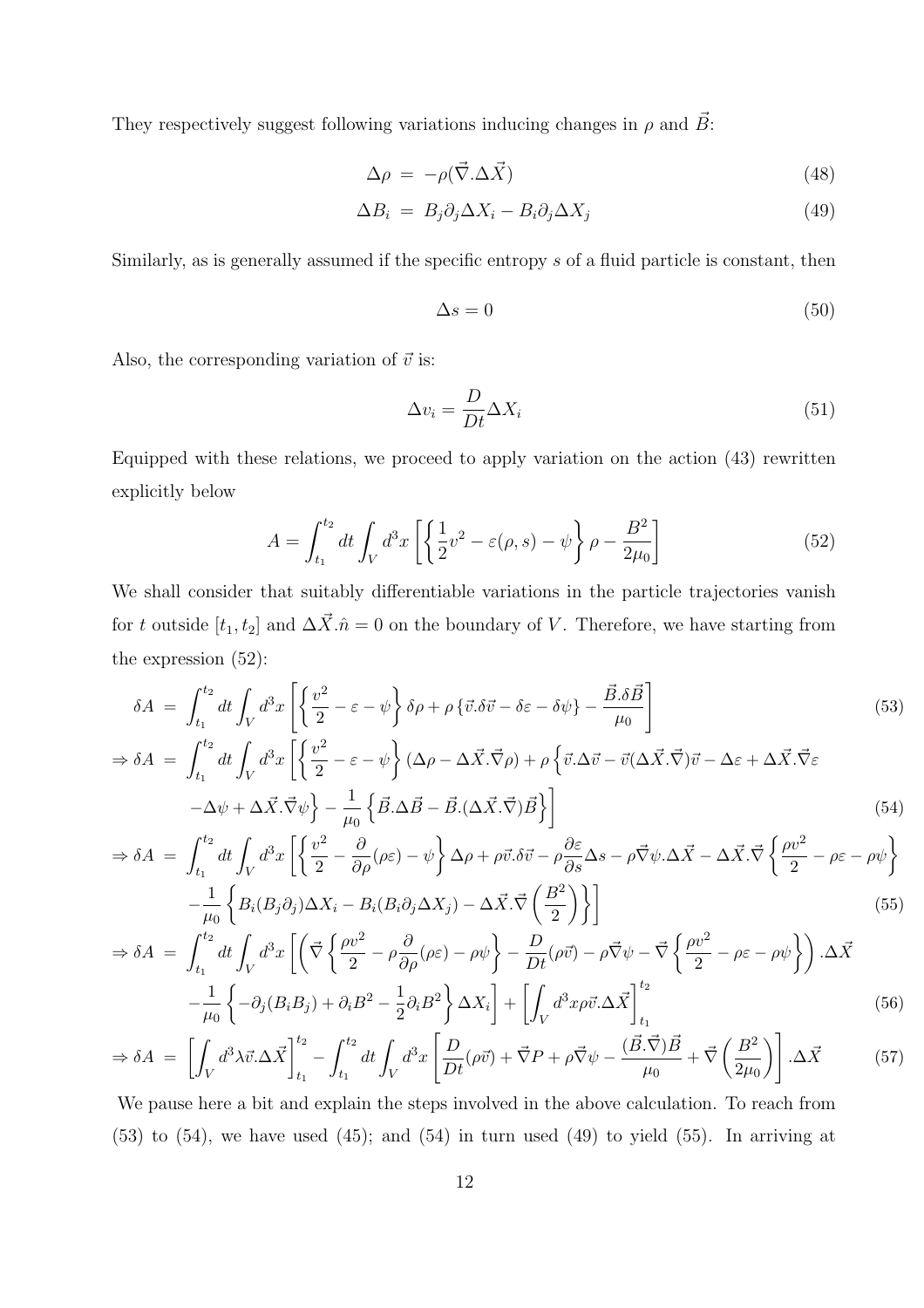They respectively suggest following variations inducing changes in $\rho$ and $\vec{B}$:

$$
\Delta\rho = -\rho(\vec{\nabla}.\Delta\vec{X}) \tag{48}
$$

$$
\Delta B_i = B_j\partial_j\Delta X_i - B_i\partial_j\Delta X_j \tag{49}
$$

Similarly, as is generally assumed if the specific entropy $s$ of a fluid particle is constant, then

$$
\Delta s = 0 \tag{50}
$$

Also, the corresponding variation of $\vec{v}$ is:

$$
\Delta v_i = \frac{D}{Dt}\Delta X_i \tag{51}
$$

Equipped with these relations, we proceed to apply variation on the action (43) rewritten explicitly below

$$
A = \int_{t_1}^{t_2} dt \int_V d^3x \left[ \left\{ \frac{1}{2}v^2 - \varepsilon(\rho, s) - \psi \right\} \rho - \frac{B^2}{2\mu_0} \right] \tag{52}
$$

We shall consider that suitably differentiable variations in the particle trajectories vanish for $t$ outside $[t_1, t_2]$ and $\Delta\vec{X}.\hat{n} = 0$ on the boundary of $V$. Therefore, we have starting from the expression (52):

$$
\delta A = \int_{t_1}^{t_2} dt \int_V d^3x \left[ \left\{ \frac{v^2}{2} - \varepsilon - \psi \right\} \delta\rho + \rho\left\{\vec{v}.\delta\vec{v} - \delta\varepsilon - \delta\psi\right\} - \frac{\vec{B}.\delta\vec{B}}{\mu_0} \right] \tag{53}
$$

$$
\begin{aligned}
\Rightarrow \delta A = & \int_{t_1}^{t_2} dt \int_V d^3x \left[ \left\{ \frac{v^2}{2} - \varepsilon - \psi \right\} (\Delta\rho - \Delta\vec{X}.\vec{\nabla}\rho) + \rho\left\{ \vec{v}.\Delta\vec{v} - \vec{v}(\Delta\vec{X}.\vec{\nabla})\vec{v} - \Delta\varepsilon + \Delta\vec{X}.\vec{\nabla}\varepsilon \right.\right. \\
& \left.\left. -\Delta\psi + \Delta\vec{X}.\vec{\nabla}\psi \right\} - \frac{1}{\mu_0}\left\{ \vec{B}.\Delta\vec{B} - \vec{B}.(\Delta\vec{X}.\vec{\nabla})\vec{B} \right\} \right]
\end{aligned} \tag{54}
$$

$$
\begin{aligned}
\Rightarrow \delta A = & \int_{t_1}^{t_2} dt \int_V d^3x \left[ \left\{ \frac{v^2}{2} - \frac{\partial}{\partial\rho}(\rho\varepsilon) - \psi \right\} \Delta\rho + \rho\vec{v}.\delta\vec{v} - \rho\frac{\partial\varepsilon}{\partial s}\Delta s - \rho\vec{\nabla}\psi.\Delta\vec{X} - \Delta\vec{X}.\vec{\nabla}\left\{ \frac{\rho v^2}{2} - \rho\varepsilon - \rho\psi \right\} \right. \\
& \left. -\frac{1}{\mu_0}\left\{ B_i(B_j\partial_j)\Delta X_i - B_i(B_i\partial_j\Delta X_j) - \Delta\vec{X}.\vec{\nabla}\left(\frac{B^2}{2}\right) \right\} \right]
\end{aligned} \tag{55}
$$

$$
\begin{aligned}
\Rightarrow \delta A = & \int_{t_1}^{t_2} dt \int_V d^3x \left[ \left( \vec{\nabla}\left\{ \frac{\rho v^2}{2} - \rho\frac{\partial}{\partial\rho}(\rho\varepsilon) - \rho\psi \right\} - \frac{D}{Dt}(\rho\vec{v}) - \rho\vec{\nabla}\psi - \vec{\nabla}\left\{ \frac{\rho v^2}{2} - \rho\varepsilon - \rho\psi \right\} \right).\Delta\vec{X} \right. \\
& \left. -\frac{1}{\mu_0}\left\{ -\partial_j(B_iB_j) + \partial_i B^2 - \frac{1}{2}\partial_i B^2 \right\}\Delta X_i \right] + \left[ \int_V d^3x \rho\vec{v}.\Delta\vec{X} \right]_{t_1}^{t_2}
\end{aligned} \tag{56}
$$

$$
\Rightarrow \delta A = \left[ \int_V d^3\lambda\vec{v}.\Delta\vec{X} \right]_{t_1}^{t_2} - \int_{t_1}^{t_2} dt \int_V d^3x \left[ \frac{D}{Dt}(\rho\vec{v}) + \vec{\nabla}P + \rho\vec{\nabla}\psi - \frac{(\vec{B}.\vec{\nabla})\vec{B}}{\mu_0} + \vec{\nabla}\left(\frac{B^2}{2\mu_0}\right) \right].\Delta\vec{X} \tag{57}
$$

We pause here a bit and explain the steps involved in the above calculation. To reach from (53) to (54), we have used (45); and (54) in turn used (49) to yield (55). In arriving at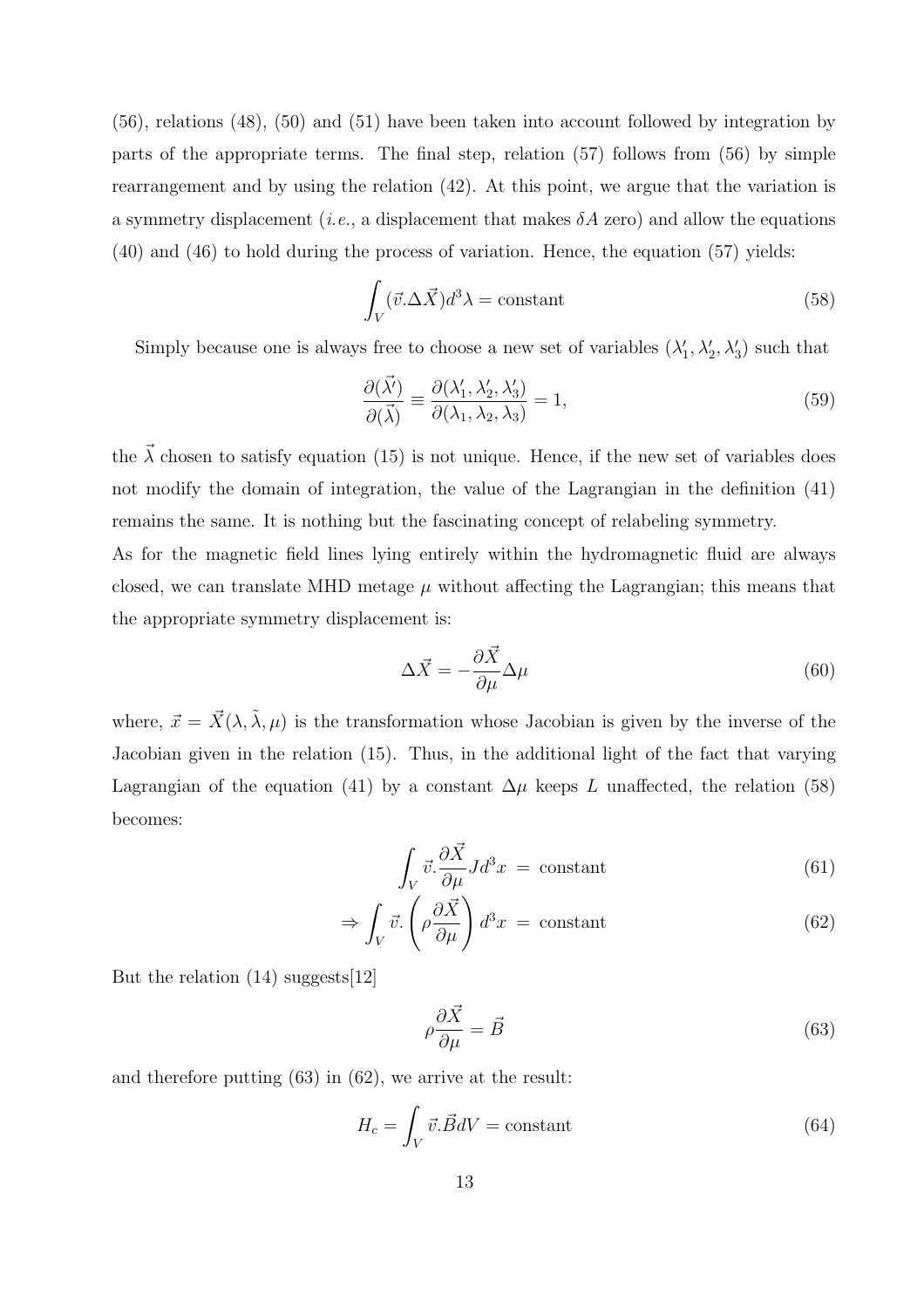(56), relations (48), (50) and (51) have been taken into account followed by integration by parts of the appropriate terms. The final step, relation (57) follows from (56) by simple rearrangement and by using the relation (42). At this point, we argue that the variation is a symmetry displacement (*i.e.*, a displacement that makes $\delta A$ zero) and allow the equations (40) and (46) to hold during the process of variation. Hence, the equation (57) yields:

$$\int_V (\vec{v}.\Delta\vec{X}) d^3\lambda = \text{constant} \tag{58}$$

Simply because one is always free to choose a new set of variables $(\lambda_1', \lambda_2', \lambda_3')$ such that

$$\frac{\partial(\vec{\lambda}')}{\partial(\vec{\lambda})} \equiv \frac{\partial(\lambda_1', \lambda_2', \lambda_3')}{\partial(\lambda_1, \lambda_2, \lambda_3)} = 1, \tag{59}$$

the $\vec{\lambda}$ chosen to satisfy equation (15) is not unique. Hence, if the new set of variables does not modify the domain of integration, the value of the Lagrangian in the definition (41) remains the same. It is nothing but the fascinating concept of relabeling symmetry.

As for the magnetic field lines lying entirely within the hydromagnetic fluid are always closed, we can translate MHD metage $\mu$ without affecting the Lagrangian; this means that the appropriate symmetry displacement is:

$$\Delta\vec{X} = -\frac{\partial\vec{X}}{\partial\mu}\Delta\mu \tag{60}$$

where, $\vec{x} = \vec{X}(\lambda, \tilde{\lambda}, \mu)$ is the transformation whose Jacobian is given by the inverse of the Jacobian given in the relation (15). Thus, in the additional light of the fact that varying Lagrangian of the equation (41) by a constant $\Delta\mu$ keeps $L$ unaffected, the relation (58) becomes:

$$\int_V \vec{v}.\frac{\partial\vec{X}}{\partial\mu} J d^3x \;=\; \text{constant} \tag{61}$$

$$\Rightarrow \int_V \vec{v}.\left(\rho\frac{\partial\vec{X}}{\partial\mu}\right) d^3x \;=\; \text{constant} \tag{62}$$

But the relation (14) suggests[12]

$$\rho\frac{\partial\vec{X}}{\partial\mu} = \vec{B} \tag{63}$$

and therefore putting (63) in (62), we arrive at the result:

$$H_c = \int_V \vec{v}.\vec{B} dV = \text{constant} \tag{64}$$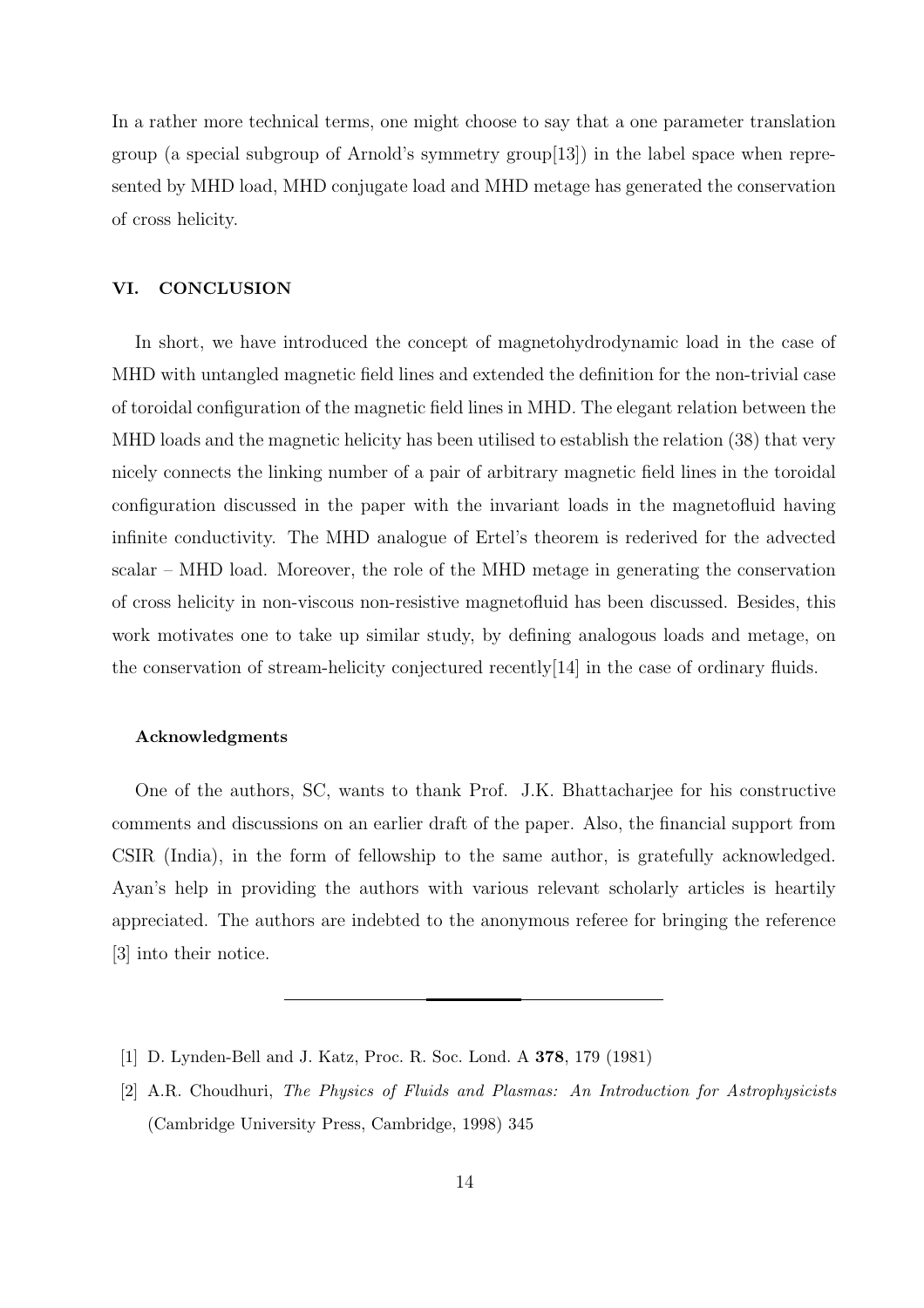In a rather more technical terms, one might choose to say that a one parameter translation group (a special subgroup of Arnold's symmetry group[13]) in the label space when represented by MHD load, MHD conjugate load and MHD metage has generated the conservation of cross helicity.

## VI. CONCLUSION

In short, we have introduced the concept of magnetohydrodynamic load in the case of MHD with untangled magnetic field lines and extended the definition for the non-trivial case of toroidal configuration of the magnetic field lines in MHD. The elegant relation between the MHD loads and the magnetic helicity has been utilised to establish the relation (38) that very nicely connects the linking number of a pair of arbitrary magnetic field lines in the toroidal configuration discussed in the paper with the invariant loads in the magnetofluid having infinite conductivity. The MHD analogue of Ertel's theorem is rederived for the advected scalar – MHD load. Moreover, the role of the MHD metage in generating the conservation of cross helicity in non-viscous non-resistive magnetofluid has been discussed. Besides, this work motivates one to take up similar study, by defining analogous loads and metage, on the conservation of stream-helicity conjectured recently[14] in the case of ordinary fluids.

### Acknowledgments

One of the authors, SC, wants to thank Prof. J.K. Bhattacharjee for his constructive comments and discussions on an earlier draft of the paper. Also, the financial support from CSIR (India), in the form of fellowship to the same author, is gratefully acknowledged. Ayan's help in providing the authors with various relevant scholarly articles is heartily appreciated. The authors are indebted to the anonymous referee for bringing the reference [3] into their notice.

---

[1] D. Lynden-Bell and J. Katz, Proc. R. Soc. Lond. A **378**, 179 (1981)

[2] A.R. Choudhuri, *The Physics of Fluids and Plasmas: An Introduction for Astrophysicists* (Cambridge University Press, Cambridge, 1998) 345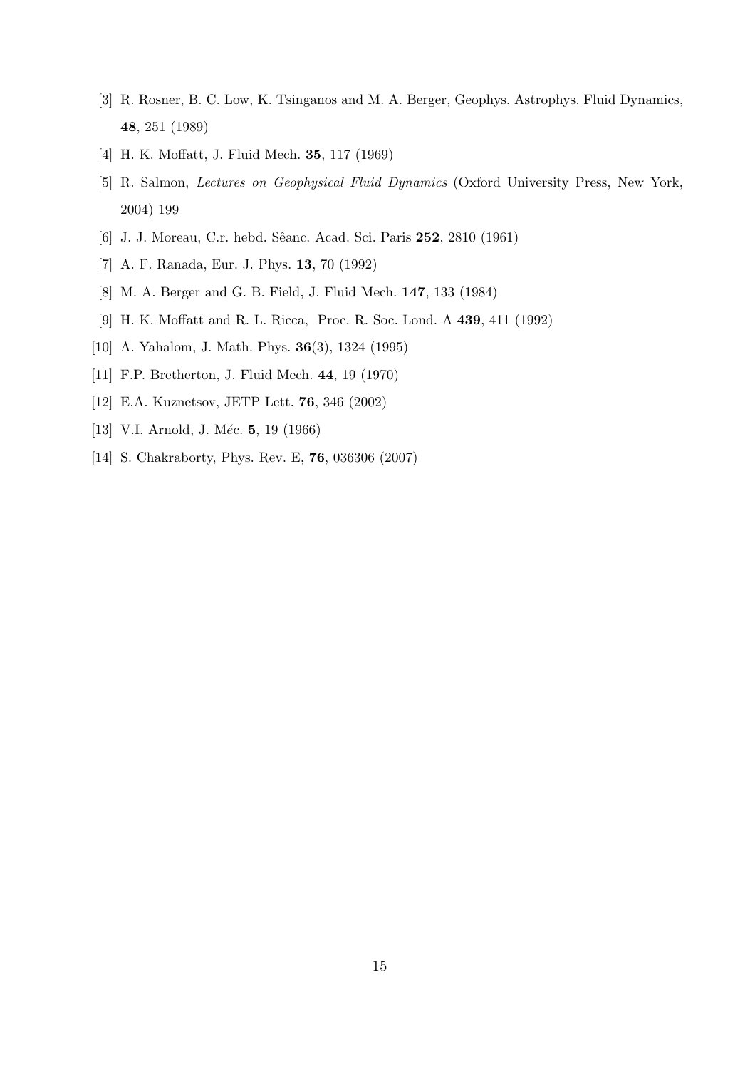[3] R. Rosner, B. C. Low, K. Tsinganos and M. A. Berger, Geophys. Astrophys. Fluid Dynamics, **48**, 251 (1989)

[4] H. K. Moffatt, J. Fluid Mech. **35**, 117 (1969)

[5] R. Salmon, *Lectures on Geophysical Fluid Dynamics* (Oxford University Press, New York, 2004) 199

[6] J. J. Moreau, C.r. hebd. Sêanc. Acad. Sci. Paris **252**, 2810 (1961)

[7] A. F. Ranada, Eur. J. Phys. **13**, 70 (1992)

[8] M. A. Berger and G. B. Field, J. Fluid Mech. **147**, 133 (1984)

[9] H. K. Moffatt and R. L. Ricca, Proc. R. Soc. Lond. A **439**, 411 (1992)

[10] A. Yahalom, J. Math. Phys. **36**(3), 1324 (1995)

[11] F.P. Bretherton, J. Fluid Mech. **44**, 19 (1970)

[12] E.A. Kuznetsov, JETP Lett. **76**, 346 (2002)

[13] V.I. Arnold, J. Méc. **5**, 19 (1966)

[14] S. Chakraborty, Phys. Rev. E, **76**, 036306 (2007)